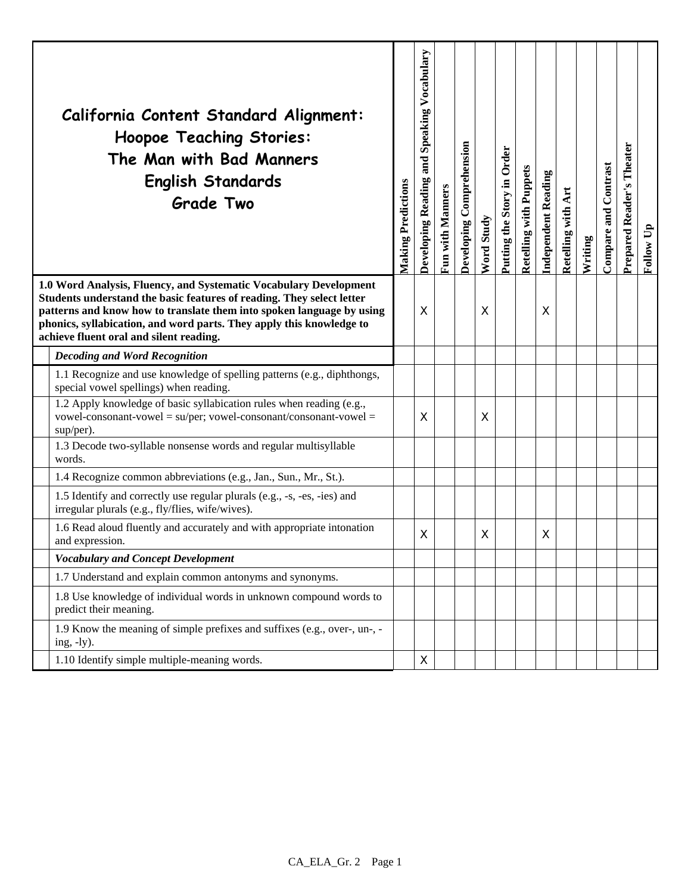| California Content Standard Alignment: Hoopoe Teaching Stories: The Man with Bad Manners English Standards Grade Two | Making Predictions | Developing Reading and Speaking Vocabulary | Fun with Manners | Developing Comprehension | Word Study | Putting the Story in Order | Retelling with Puppets | Independent Reading | Retelling with Art | Writing | Compare and Contrast | Prepared Reader's Theater | Follow Up |
|---|---|---|---|---|---|---|---|---|---|---|---|---|---|
| **1.0 Word Analysis, Fluency, and Systematic Vocabulary Development Students understand the basic features of reading. They select letter patterns and know how to translate them into spoken language by using phonics, syllabication, and word parts. They apply this knowledge to achieve fluent oral and silent reading.** | | X | | | X | | | X | | | | | |
| ***Decoding and Word Recognition*** | | | | | | | | | | | | | |
| 1.1 Recognize and use knowledge of spelling patterns (e.g., diphthongs, special vowel spellings) when reading. | | | | | | | | | | | | | |
| 1.2 Apply knowledge of basic syllabication rules when reading (e.g., vowel-consonant-vowel = su/per; vowel-consonant/consonant-vowel = sup/per). | | X | | | X | | | | | | | | |
| 1.3 Decode two-syllable nonsense words and regular multisyllable words. | | | | | | | | | | | | | |
| 1.4 Recognize common abbreviations (e.g., Jan., Sun., Mr., St.). | | | | | | | | | | | | | |
| 1.5 Identify and correctly use regular plurals (e.g., -s, -es, -ies) and irregular plurals (e.g., fly/flies, wife/wives). | | | | | | | | | | | | | |
| 1.6 Read aloud fluently and accurately and with appropriate intonation and expression. | | X | | | X | | | X | | | | | |
| ***Vocabulary and Concept Development*** | | | | | | | | | | | | | |
| 1.7 Understand and explain common antonyms and synonyms. | | | | | | | | | | | | | |
| 1.8 Use knowledge of individual words in unknown compound words to predict their meaning. | | | | | | | | | | | | | |
| 1.9 Know the meaning of simple prefixes and suffixes (e.g., over-, un-, -ing, -ly). | | | | | | | | | | | | | |
| 1.10 Identify simple multiple-meaning words. | | X | | | | | | | | | | | |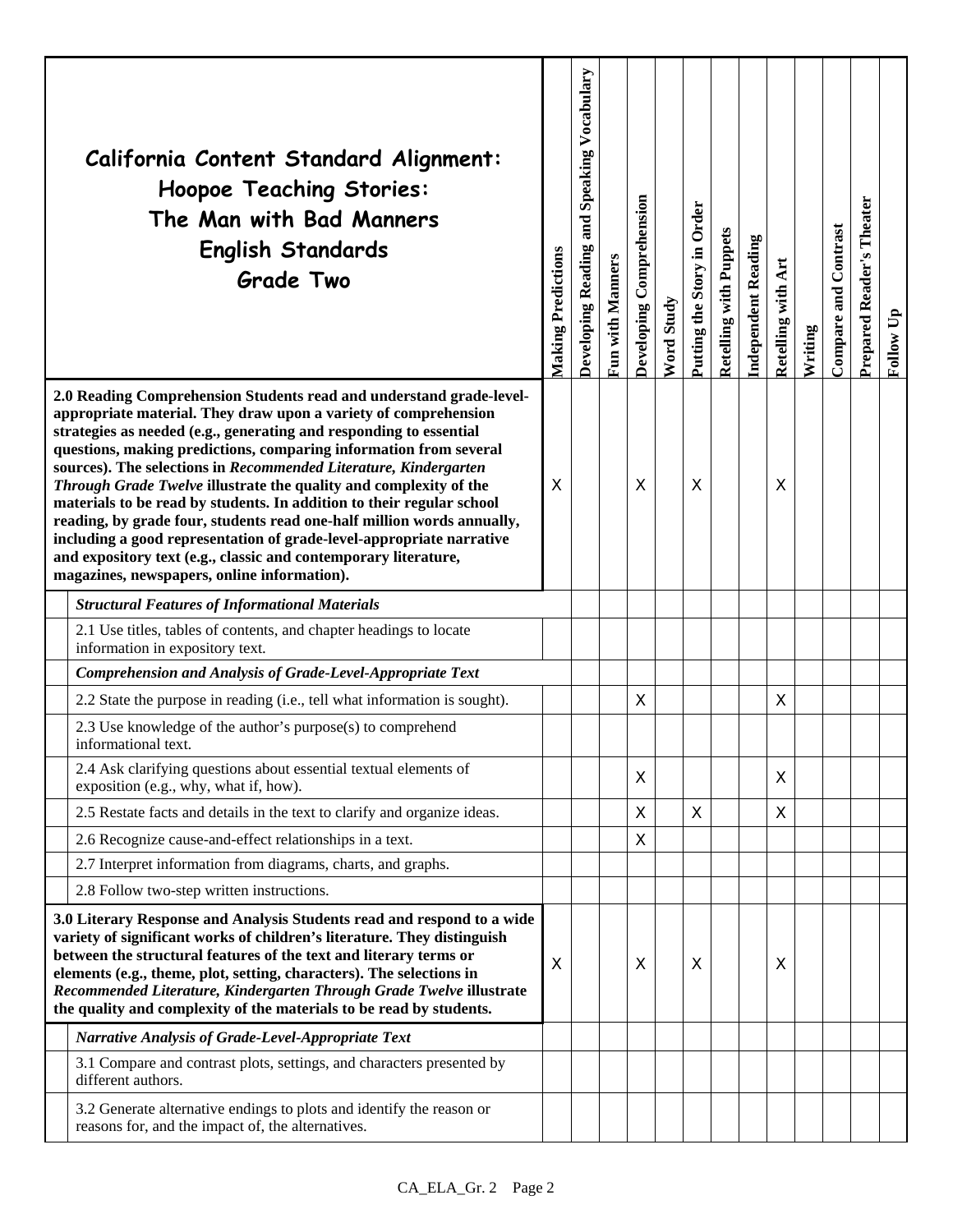| California Content Standard Alignment: Hoopoe Teaching Stories: The Man with Bad Manners English Standards Grade Two | Making Predictions | Developing Reading and Speaking Vocabulary | Fun with Manners | Developing Comprehension | Word Study | Putting the Story in Order | Retelling with Puppets | Independent Reading | Retelling with Art | Writing | Compare and Contrast | Prepared Reader's Theater | Follow Up |
|---|---|---|---|---|---|---|---|---|---|---|---|---|---|
| **2.0 Reading Comprehension Students read and understand grade-level-appropriate material. They draw upon a variety of comprehension strategies as needed (e.g., generating and responding to essential questions, making predictions, comparing information from several sources). The selections in *Recommended Literature, Kindergarten Through Grade Twelve* illustrate the quality and complexity of the materials to be read by students. In addition to their regular school reading, by grade four, students read one-half million words annually, including a good representation of grade-level-appropriate narrative and expository text (e.g., classic and contemporary literature, magazines, newspapers, online information).** | X | | | X | | X | | | X | | | | |
| ***Structural Features of Informational Materials*** | | | | | | | | | | | | | |
| 2.1 Use titles, tables of contents, and chapter headings to locate information in expository text. | | | | | | | | | | | | | |
| ***Comprehension and Analysis of Grade-Level-Appropriate Text*** | | | | | | | | | | | | | |
| 2.2 State the purpose in reading (i.e., tell what information is sought). | | | | X | | | | | X | | | | |
| 2.3 Use knowledge of the author's purpose(s) to comprehend informational text. | | | | | | | | | | | | | |
| 2.4 Ask clarifying questions about essential textual elements of exposition (e.g., why, what if, how). | | | | X | | | | | X | | | | |
| 2.5 Restate facts and details in the text to clarify and organize ideas. | | | | X | | X | | | X | | | | |
| 2.6 Recognize cause-and-effect relationships in a text. | | | | X | | | | | | | | | |
| 2.7 Interpret information from diagrams, charts, and graphs. | | | | | | | | | | | | | |
| 2.8 Follow two-step written instructions. | | | | | | | | | | | | | |
| **3.0 Literary Response and Analysis Students read and respond to a wide variety of significant works of children's literature. They distinguish between the structural features of the text and literary terms or elements (e.g., theme, plot, setting, characters). The selections in *Recommended Literature, Kindergarten Through Grade Twelve* illustrate the quality and complexity of the materials to be read by students.** | X | | | X | | X | | | X | | | | |
| ***Narrative Analysis of Grade-Level-Appropriate Text*** | | | | | | | | | | | | | |
| 3.1 Compare and contrast plots, settings, and characters presented by different authors. | | | | | | | | | | | | | |
| 3.2 Generate alternative endings to plots and identify the reason or reasons for, and the impact of, the alternatives. | | | | | | | | | | | | | |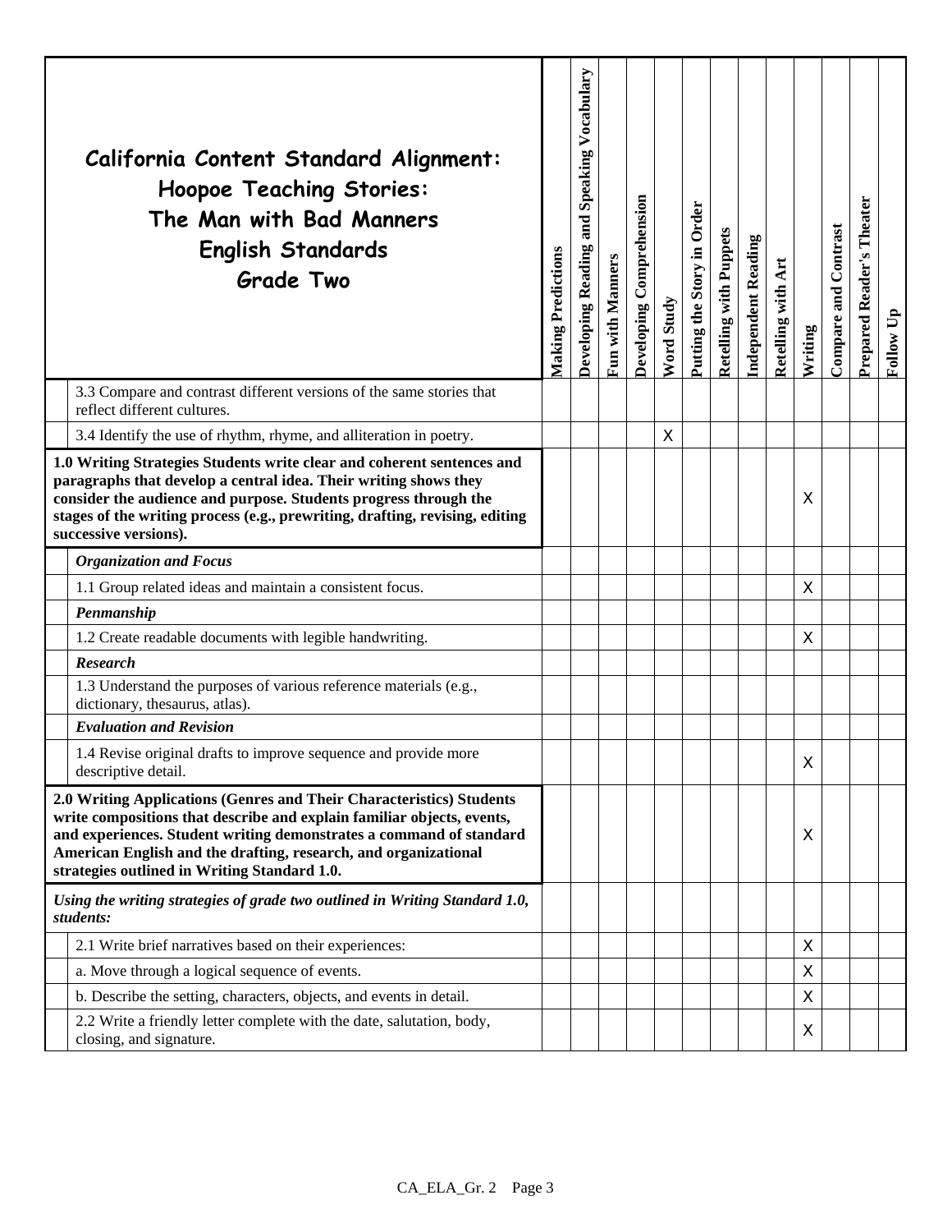| California Content Standard Alignment: Hoopoe Teaching Stories: The Man with Bad Manners English Standards Grade Two | Making Predictions | Developing Reading and Speaking Vocabulary | Fun with Manners | Developing Comprehension | Word Study | Putting the Story in Order | Retelling with Puppets | Independent Reading | Retelling with Art | Writing | Compare and Contrast | Prepared Reader's Theater | Follow Up |
|---|---|---|---|---|---|---|---|---|---|---|---|---|---|
| 3.3 Compare and contrast different versions of the same stories that reflect different cultures. | | | | | | | | | | | | | |
| 3.4 Identify the use of rhythm, rhyme, and alliteration in poetry. | | | | | X | | | | | | | | |
| **1.0 Writing Strategies Students write clear and coherent sentences and paragraphs that develop a central idea. Their writing shows they consider the audience and purpose. Students progress through the stages of the writing process (e.g., prewriting, drafting, revising, editing successive versions).** | | | | | | | | | | X | | | |
| ***Organization and Focus*** | | | | | | | | | | | | | |
| 1.1 Group related ideas and maintain a consistent focus. | | | | | | | | | | X | | | |
| ***Penmanship*** | | | | | | | | | | | | | |
| 1.2 Create readable documents with legible handwriting. | | | | | | | | | | X | | | |
| ***Research*** | | | | | | | | | | | | | |
| 1.3 Understand the purposes of various reference materials (e.g., dictionary, thesaurus, atlas). | | | | | | | | | | | | | |
| ***Evaluation and Revision*** | | | | | | | | | | | | | |
| 1.4 Revise original drafts to improve sequence and provide more descriptive detail. | | | | | | | | | | X | | | |
| **2.0 Writing Applications (Genres and Their Characteristics) Students write compositions that describe and explain familiar objects, events, and experiences. Student writing demonstrates a command of standard American English and the drafting, research, and organizational strategies outlined in Writing Standard 1.0.** | | | | | | | | | | X | | | |
| ***Using the writing strategies of grade two outlined in Writing Standard 1.0, students:*** | | | | | | | | | | | | | |
| 2.1 Write brief narratives based on their experiences: | | | | | | | | | | X | | | |
| a. Move through a logical sequence of events. | | | | | | | | | | X | | | |
| b. Describe the setting, characters, objects, and events in detail. | | | | | | | | | | X | | | |
| 2.2 Write a friendly letter complete with the date, salutation, body, closing, and signature. | | | | | | | | | | X | | | |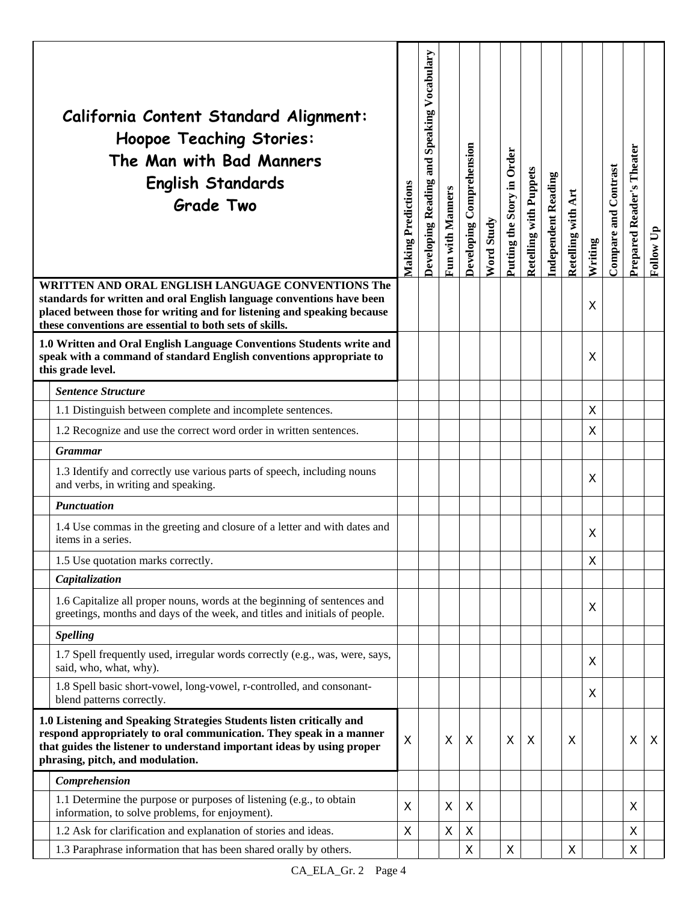| California Content Standard Alignment: Hoopoe Teaching Stories: The Man with Bad Manners English Standards Grade Two | Making Predictions | Developing Reading and Speaking Vocabulary | Fun with Manners | Developing Comprehension | Word Study | Putting the Story in Order | Retelling with Puppets | Independent Reading | Retelling with Art | Writing | Compare and Contrast | Prepared Reader's Theater | Follow Up |
|---|---|---|---|---|---|---|---|---|---|---|---|---|---|
| **WRITTEN AND ORAL ENGLISH LANGUAGE CONVENTIONS The standards for written and oral English language conventions have been placed between those for writing and for listening and speaking because these conventions are essential to both sets of skills.** | | | | | | | | | | X | | | |
| **1.0 Written and Oral English Language Conventions Students write and speak with a command of standard English conventions appropriate to this grade level.** | | | | | | | | | | X | | | |
| ***Sentence Structure*** | | | | | | | | | | | | | |
| 1.1 Distinguish between complete and incomplete sentences. | | | | | | | | | | X | | | |
| 1.2 Recognize and use the correct word order in written sentences. | | | | | | | | | | X | | | |
| ***Grammar*** | | | | | | | | | | | | | |
| 1.3 Identify and correctly use various parts of speech, including nouns and verbs, in writing and speaking. | | | | | | | | | | X | | | |
| ***Punctuation*** | | | | | | | | | | | | | |
| 1.4 Use commas in the greeting and closure of a letter and with dates and items in a series. | | | | | | | | | | X | | | |
| 1.5 Use quotation marks correctly. | | | | | | | | | | X | | | |
| ***Capitalization*** | | | | | | | | | | | | | |
| 1.6 Capitalize all proper nouns, words at the beginning of sentences and greetings, months and days of the week, and titles and initials of people. | | | | | | | | | | X | | | |
| ***Spelling*** | | | | | | | | | | | | | |
| 1.7 Spell frequently used, irregular words correctly (e.g., was, were, says, said, who, what, why). | | | | | | | | | | X | | | |
| 1.8 Spell basic short-vowel, long-vowel, r-controlled, and consonant-blend patterns correctly. | | | | | | | | | | X | | | |
| **1.0 Listening and Speaking Strategies Students listen critically and respond appropriately to oral communication. They speak in a manner that guides the listener to understand important ideas by using proper phrasing, pitch, and modulation.** | X | | X | X | | X | X | | X | | | X | X |
| ***Comprehension*** | | | | | | | | | | | | | |
| 1.1 Determine the purpose or purposes of listening (e.g., to obtain information, to solve problems, for enjoyment). | X | | X | X | | | | | | | | X | |
| 1.2 Ask for clarification and explanation of stories and ideas. | X | | X | X | | | | | | | | X | |
| 1.3 Paraphrase information that has been shared orally by others. | | | | X | | X | | | X | | | X | |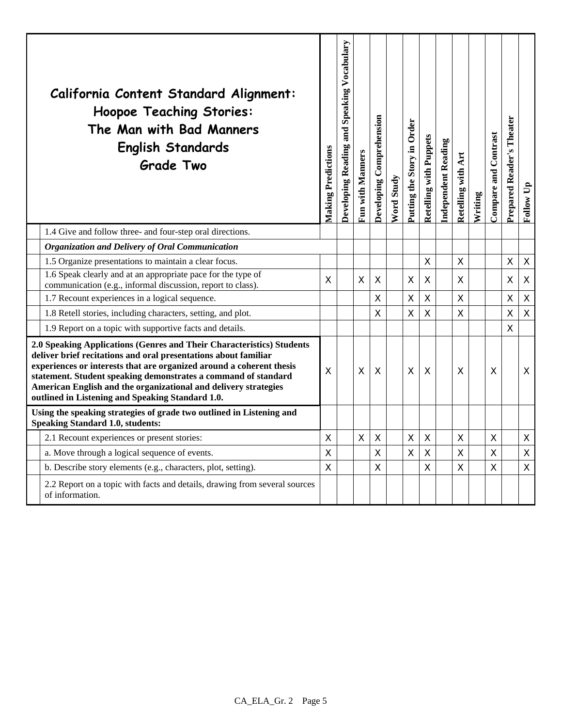| California Content Standard Alignment: Hoopoe Teaching Stories: The Man with Bad Manners English Standards Grade Two | Making Predictions | Developing Reading and Speaking Vocabulary | Fun with Manners | Developing Comprehension | Word Study | Putting the Story in Order | Retelling with Puppets | Independent Reading | Retelling with Art | Writing | Compare and Contrast | Prepared Reader's Theater | Follow Up |
|---|---|---|---|---|---|---|---|---|---|---|---|---|---|
| 1.4 Give and follow three- and four-step oral directions. | | | | | | | | | | | | | |
| *Organization and Delivery of Oral Communication* | | | | | | | | | | | | | |
| 1.5 Organize presentations to maintain a clear focus. | | | | | | | X | | X | | | X | X |
| 1.6 Speak clearly and at an appropriate pace for the type of communication (e.g., informal discussion, report to class). | X | | X | X | | X | X | | X | | | X | X |
| 1.7 Recount experiences in a logical sequence. | | | | X | | X | X | | X | | | X | X |
| 1.8 Retell stories, including characters, setting, and plot. | | | | X | | X | X | | X | | | X | X |
| 1.9 Report on a topic with supportive facts and details. | | | | | | | | | | | | X | |
| **2.0 Speaking Applications (Genres and Their Characteristics) Students deliver brief recitations and oral presentations about familiar experiences or interests that are organized around a coherent thesis statement. Student speaking demonstrates a command of standard American English and the organizational and delivery strategies outlined in Listening and Speaking Standard 1.0.** | X | | X | X | | X | X | | X | | X | | X |
| **Using the speaking strategies of grade two outlined in Listening and Speaking Standard 1.0, students:** | | | | | | | | | | | | | |
| 2.1 Recount experiences or present stories: | X | | X | X | | X | X | | X | | X | | X |
| a. Move through a logical sequence of events. | X | | | X | | X | X | | X | | X | | X |
| b. Describe story elements (e.g., characters, plot, setting). | X | | | X | | | X | | X | | X | | X |
| 2.2 Report on a topic with facts and details, drawing from several sources of information. | | | | | | | | | | | | | |